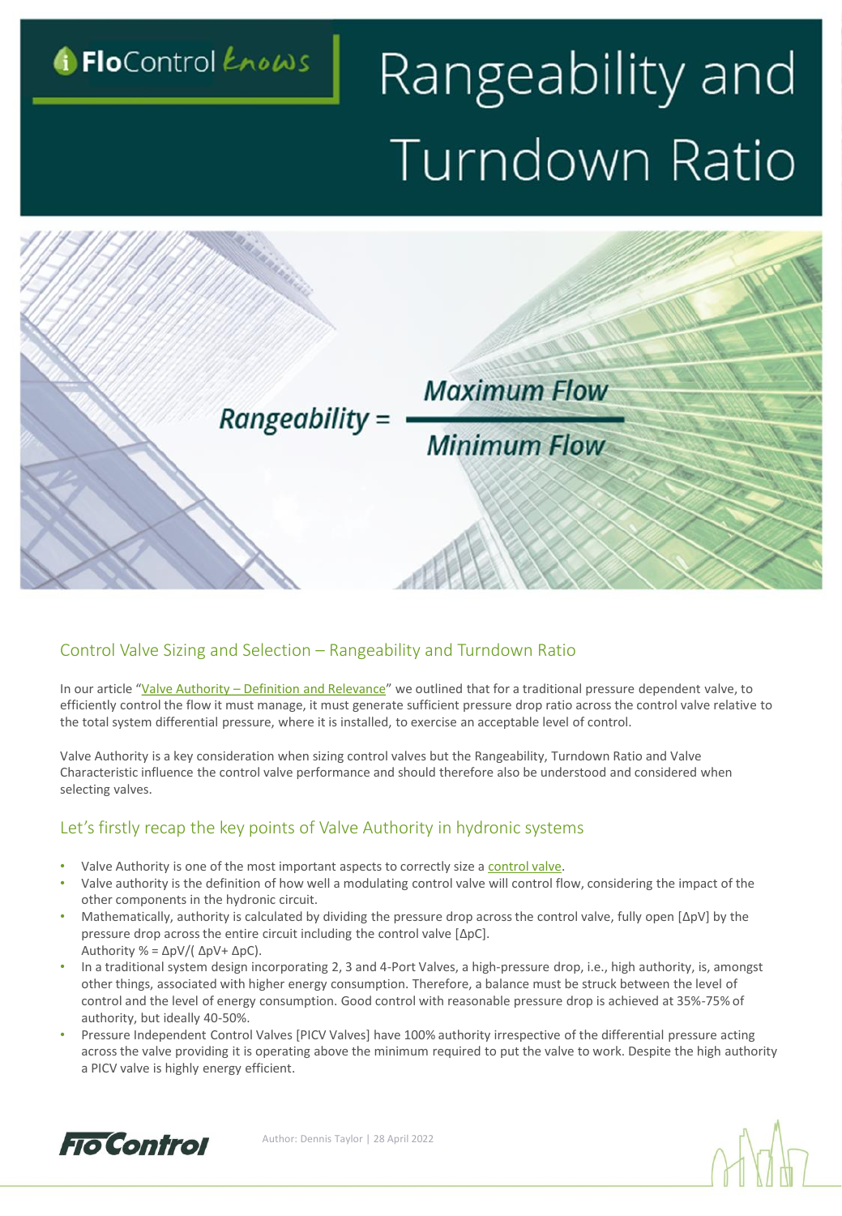# Rangeability and Turndown Ratio

$$Rangeability = \frac{Maximum\ Flow}{Minimum\ Flow}$$

## Control Valve Sizing and Selection – Rangeability and Turndown Ratio

In our article "Valve Authority – Definition and Relevance" we outlined that for a traditional pressure dependent valve, to efficiently control the flow it must manage, it must generate sufficient pressure drop ratio across the control valve relative to the total system differential pressure, where it is installed, to exercise an acceptable level of control.

Valve Authority is a key consideration when sizing control valves but the Rangeability, Turndown Ratio and Valve Characteristic influence the control valve performance and should therefore also be understood and considered when selecting valves.

## Let's firstly recap the key points of Valve Authority in hydronic systems

- Valve Authority is one of the most important aspects to correctly size a control valve.
- Valve authority is the definition of how well a modulating control valve will control flow, considering the impact of the other components in the hydronic circuit.
- Mathematically, authority is calculated by dividing the pressure drop across the control valve, fully open [ΔpV] by the pressure drop across the entire circuit including the control valve [ΔpC].
  Authority % = ΔpV/( ΔpV+ ΔpC).
- In a traditional system design incorporating 2, 3 and 4-Port Valves, a high-pressure drop, i.e., high authority, is, amongst other things, associated with higher energy consumption. Therefore, a balance must be struck between the level of control and the level of energy consumption. Good control with reasonable pressure drop is achieved at 35%-75% of authority, but ideally 40-50%.
- Pressure Independent Control Valves [PICV Valves] have 100% authority irrespective of the differential pressure acting across the valve providing it is operating above the minimum required to put the valve to work. Despite the high authority a PICV valve is highly energy efficient.

Author: Dennis Taylor | 28 April 2022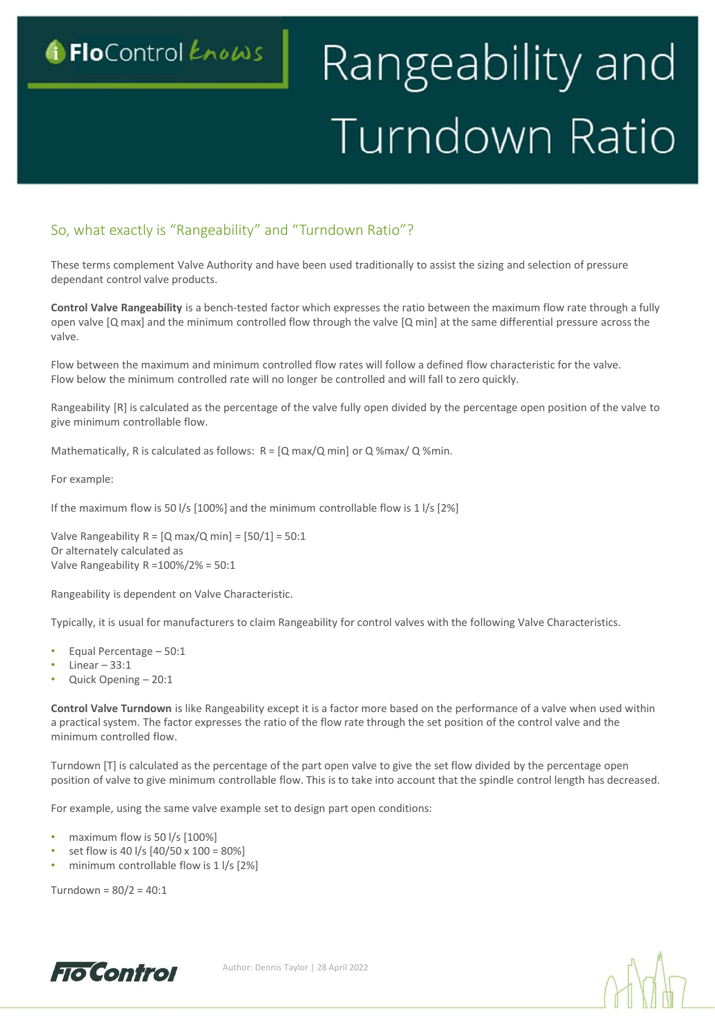# Rangeability and Turndown Ratio

## So, what exactly is "Rangeability" and "Turndown Ratio"?

These terms complement Valve Authority and have been used traditionally to assist the sizing and selection of pressure dependant control valve products.

**Control Valve Rangeability** is a bench-tested factor which expresses the ratio between the maximum flow rate through a fully open valve [Q max] and the minimum controlled flow through the valve [Q min] at the same differential pressure across the valve.

Flow between the maximum and minimum controlled flow rates will follow a defined flow characteristic for the valve. Flow below the minimum controlled rate will no longer be controlled and will fall to zero quickly.

Rangeability [R] is calculated as the percentage of the valve fully open divided by the percentage open position of the valve to give minimum controllable flow.

Mathematically, R is calculated as follows: R = [Q max/Q min] or Q %max/ Q %min.

For example:

If the maximum flow is 50 l/s [100%] and the minimum controllable flow is 1 l/s [2%]

Valve Rangeability R = [Q max/Q min] = [50/1] = 50:1
Or alternately calculated as
Valve Rangeability R =100%/2% = 50:1

Rangeability is dependent on Valve Characteristic.

Typically, it is usual for manufacturers to claim Rangeability for control valves with the following Valve Characteristics.

- Equal Percentage – 50:1
- Linear – 33:1
- Quick Opening – 20:1

**Control Valve Turndown** is like Rangeability except it is a factor more based on the performance of a valve when used within a practical system. The factor expresses the ratio of the flow rate through the set position of the control valve and the minimum controlled flow.

Turndown [T] is calculated as the percentage of the part open valve to give the set flow divided by the percentage open position of valve to give minimum controllable flow. This is to take into account that the spindle control length has decreased.

For example, using the same valve example set to design part open conditions:

- maximum flow is 50 l/s [100%]
- set flow is 40 l/s [40/50 x 100 = 80%]
- minimum controllable flow is 1 l/s [2%]

Turndown = 80/2 = 40:1

Author: Dennis Taylor | 28 April 2022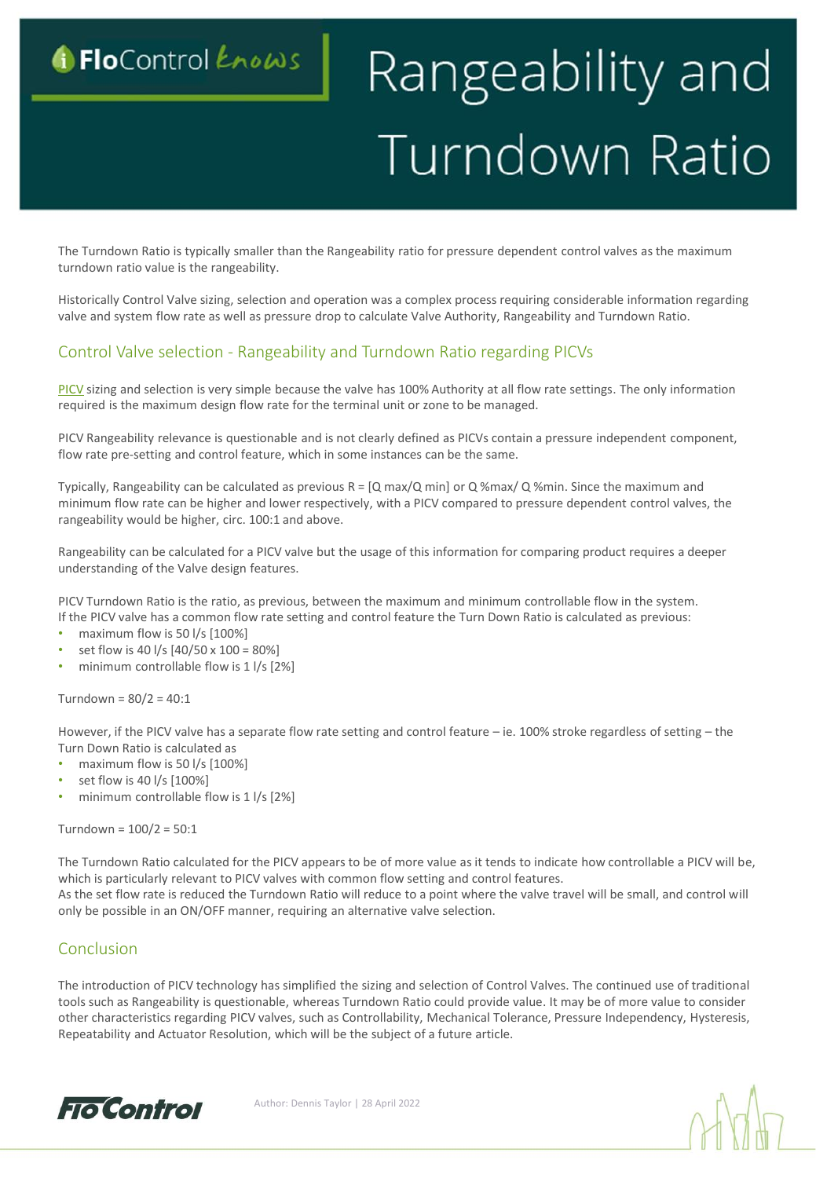# Rangeability and Turndown Ratio

The Turndown Ratio is typically smaller than the Rangeability ratio for pressure dependent control valves as the maximum turndown ratio value is the rangeability.

Historically Control Valve sizing, selection and operation was a complex process requiring considerable information regarding valve and system flow rate as well as pressure drop to calculate Valve Authority, Rangeability and Turndown Ratio.

## Control Valve selection - Rangeability and Turndown Ratio regarding PICVs

PICV sizing and selection is very simple because the valve has 100% Authority at all flow rate settings. The only information required is the maximum design flow rate for the terminal unit or zone to be managed.

PICV Rangeability relevance is questionable and is not clearly defined as PICVs contain a pressure independent component, flow rate pre-setting and control feature, which in some instances can be the same.

Typically, Rangeability can be calculated as previous R = [Q max/Q min] or Q %max/ Q %min. Since the maximum and minimum flow rate can be higher and lower respectively, with a PICV compared to pressure dependent control valves, the rangeability would be higher, circ. 100:1 and above.

Rangeability can be calculated for a PICV valve but the usage of this information for comparing product requires a deeper understanding of the Valve design features.

PICV Turndown Ratio is the ratio, as previous, between the maximum and minimum controllable flow in the system.
If the PICV valve has a common flow rate setting and control feature the Turn Down Ratio is calculated as previous:

- maximum flow is 50 l/s [100%]
- set flow is 40 l/s [40/50 x 100 = 80%]
- minimum controllable flow is 1 l/s [2%]

Turndown = 80/2 = 40:1

However, if the PICV valve has a separate flow rate setting and control feature – ie. 100% stroke regardless of setting – the Turn Down Ratio is calculated as

- maximum flow is 50 l/s [100%]
- set flow is 40 l/s [100%]
- minimum controllable flow is 1 l/s [2%]

Turndown = 100/2 = 50:1

The Turndown Ratio calculated for the PICV appears to be of more value as it tends to indicate how controllable a PICV will be, which is particularly relevant to PICV valves with common flow setting and control features.
As the set flow rate is reduced the Turndown Ratio will reduce to a point where the valve travel will be small, and control will only be possible in an ON/OFF manner, requiring an alternative valve selection.

## Conclusion

The introduction of PICV technology has simplified the sizing and selection of Control Valves. The continued use of traditional tools such as Rangeability is questionable, whereas Turndown Ratio could provide value. It may be of more value to consider other characteristics regarding PICV valves, such as Controllability, Mechanical Tolerance, Pressure Independency, Hysteresis, Repeatability and Actuator Resolution, which will be the subject of a future article.

Author: Dennis Taylor | 28 April 2022